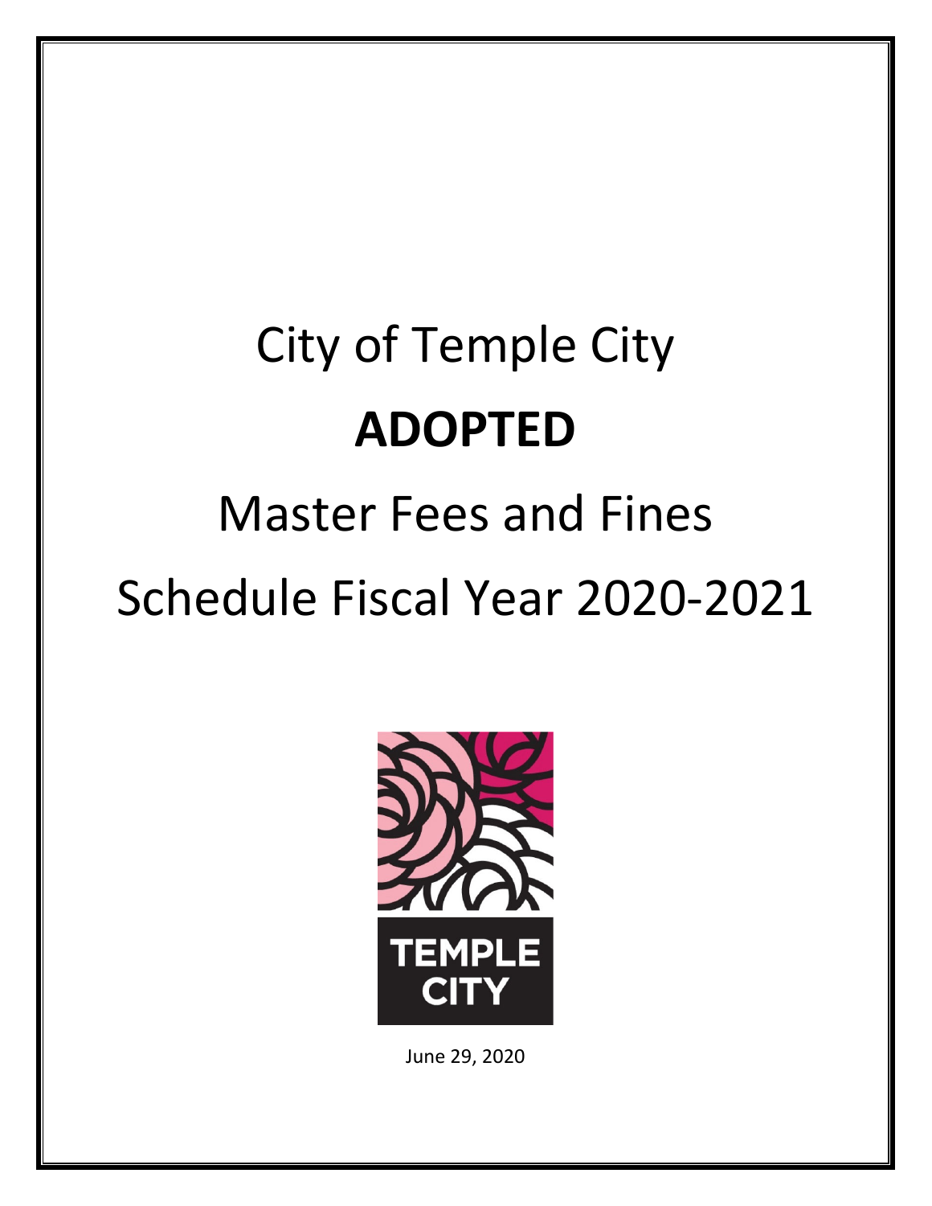# City of Temple City

# ADOPTED

# Master Fees and Fines Schedule Fiscal Year 2020-2021

TEMPLE CITY

June 29, 2020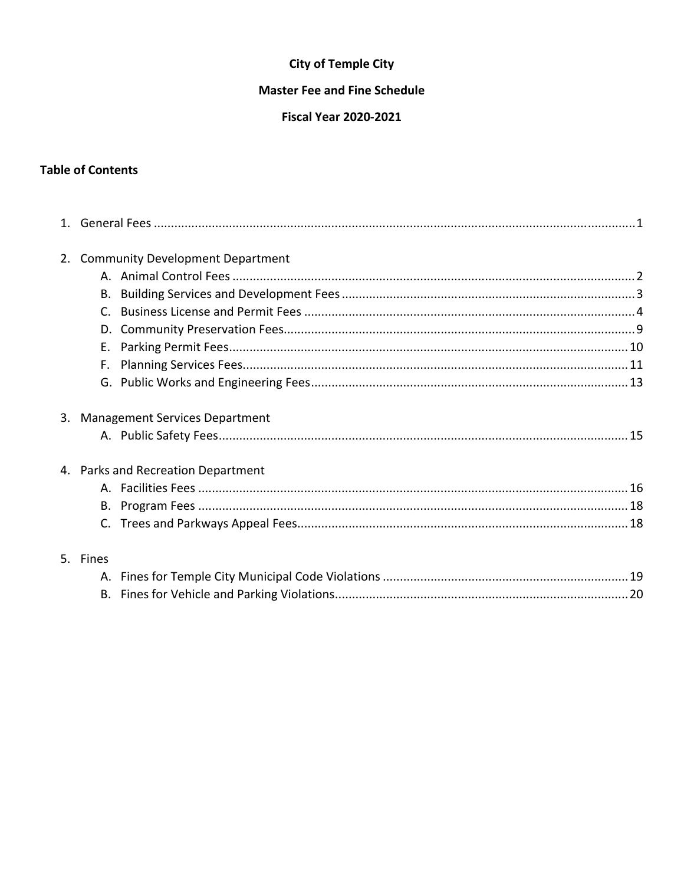**City of Temple City**

**Master Fee and Fine Schedule**

**Fiscal Year 2020-2021**

**Table of Contents**

1. General Fees ........................................................................................................................................1

2. Community Development Department
   - A. Animal Control Fees ..................................................................................................................2
   - B. Building Services and Development Fees ...................................................................................3
   - C. Business License and Permit Fees ..............................................................................................4
   - D. Community Preservation Fees....................................................................................................9
   - E. Parking Permit Fees..................................................................................................................10
   - F. Planning Services Fees..............................................................................................................11
   - G. Public Works and Engineering Fees..........................................................................................13

3. Management Services Department
   - A. Public Safety Fees.....................................................................................................................15

4. Parks and Recreation Department
   - A. Facilities Fees ..........................................................................................................................16
   - B. Program Fees ..........................................................................................................................18
   - C. Trees and Parkways Appeal Fees..............................................................................................18

5. Fines
   - A. Fines for Temple City Municipal Code Violations .....................................................................19
   - B. Fines for Vehicle and Parking Violations...................................................................................20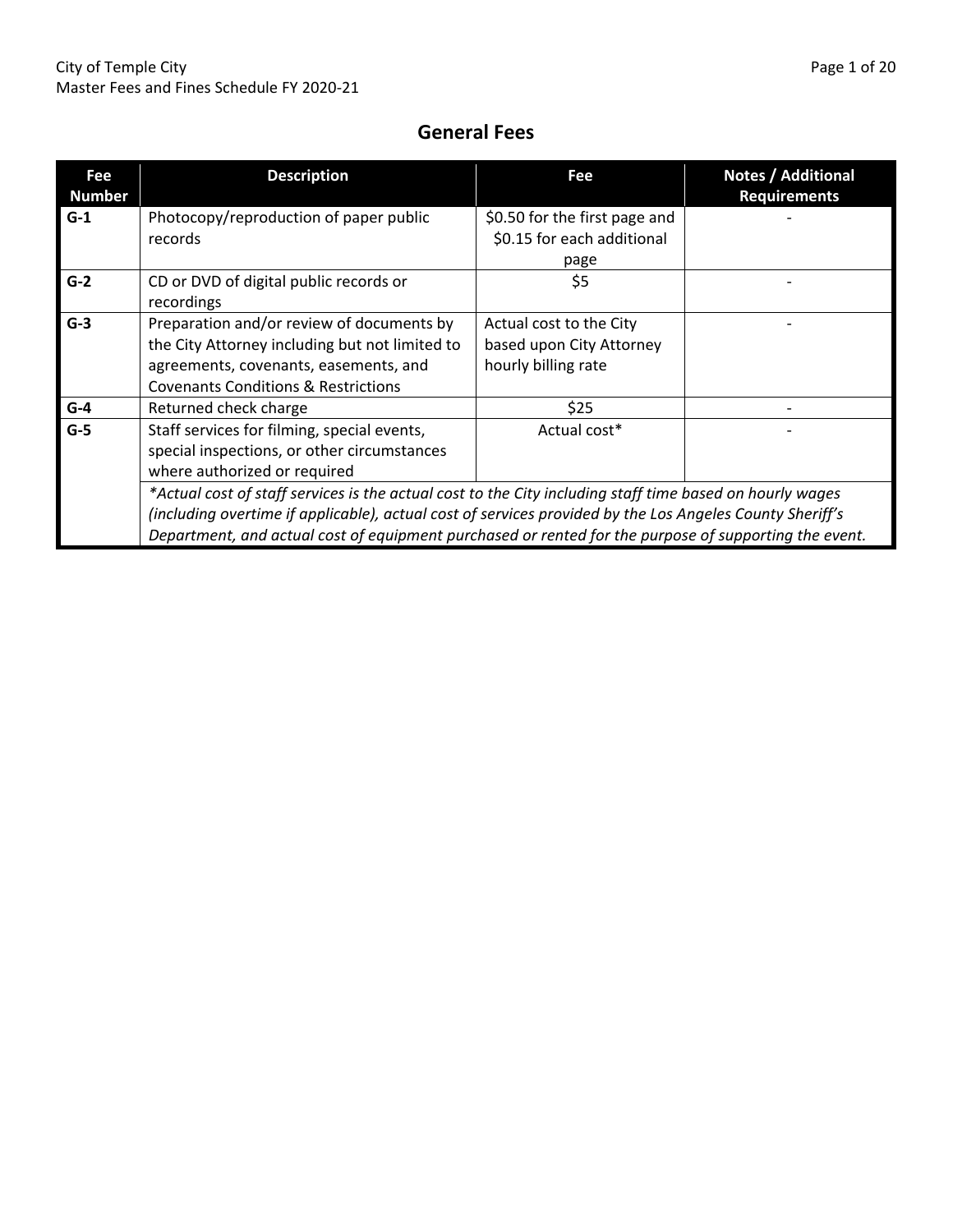## General Fees

| Fee Number | Description | Fee | Notes / Additional Requirements |
|---|---|---|---|
| **G-1** | Photocopy/reproduction of paper public records | $0.50 for the first page and $0.15 for each additional page | - |
| **G-2** | CD or DVD of digital public records or recordings | $5 | - |
| **G-3** | Preparation and/or review of documents by the City Attorney including but not limited to agreements, covenants, easements, and Covenants Conditions & Restrictions | Actual cost to the City based upon City Attorney hourly billing rate | - |
| **G-4** | Returned check charge | $25 | - |
| **G-5** | Staff services for filming, special events, special inspections, or other circumstances where authorized or required | Actual cost* | - |
| | *\*Actual cost of staff services is the actual cost to the City including staff time based on hourly wages (including overtime if applicable), actual cost of services provided by the Los Angeles County Sheriff's Department, and actual cost of equipment purchased or rented for the purpose of supporting the event.* | | |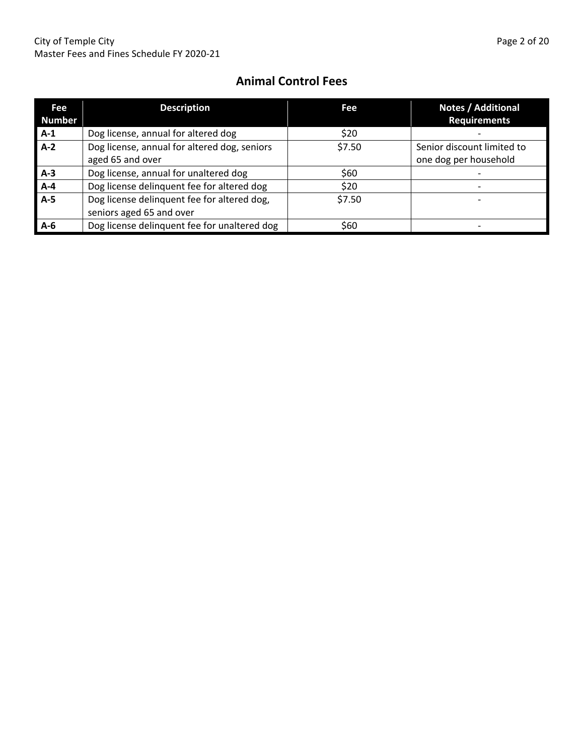## Animal Control Fees

| Fee Number | Description | Fee | Notes / Additional Requirements |
|---|---|---|---|
| **A-1** | Dog license, annual for altered dog | $20 | - |
| **A-2** | Dog license, annual for altered dog, seniors aged 65 and over | $7.50 | Senior discount limited to one dog per household |
| **A-3** | Dog license, annual for unaltered dog | $60 | - |
| **A-4** | Dog license delinquent fee for altered dog | $20 | - |
| **A-5** | Dog license delinquent fee for altered dog, seniors aged 65 and over | $7.50 | - |
| **A-6** | Dog license delinquent fee for unaltered dog | $60 | - |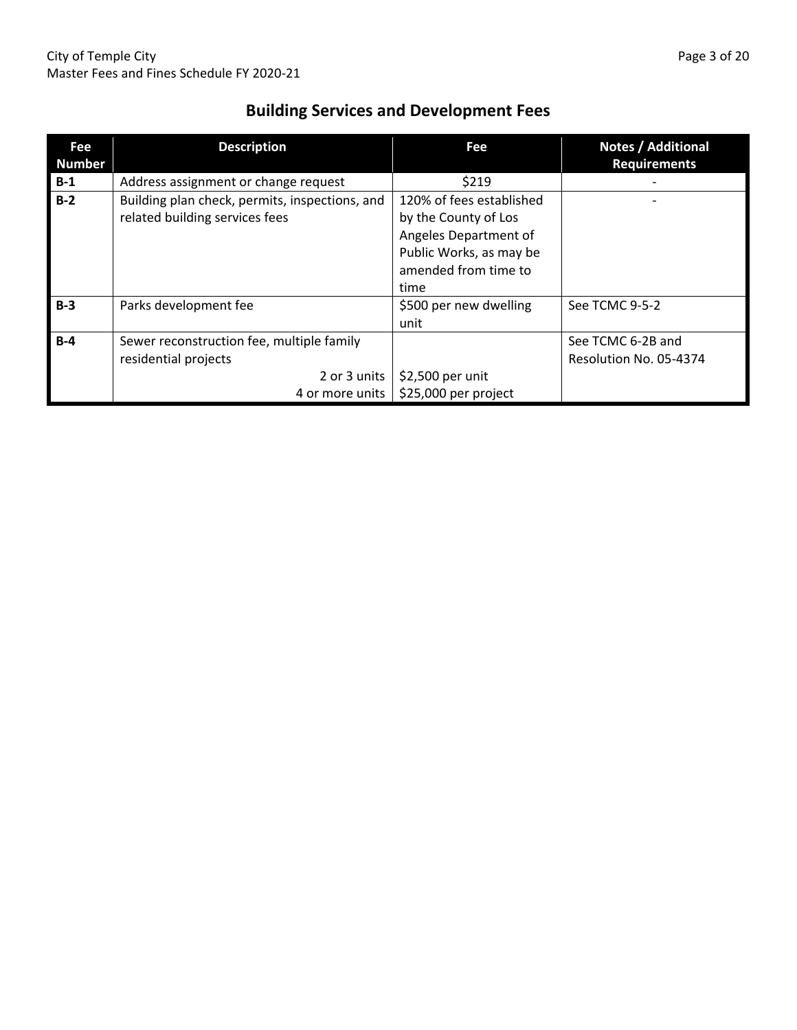## Building Services and Development Fees

| Fee Number | Description | Fee | Notes / Additional Requirements |
|---|---|---|---|
| **B-1** | Address assignment or change request | $219 | - |
| **B-2** | Building plan check, permits, inspections, and related building services fees | 120% of fees established by the County of Los Angeles Department of Public Works, as may be amended from time to time | - |
| **B-3** | Parks development fee | $500 per new dwelling unit | See TCMC 9-5-2 |
| **B-4** | Sewer reconstruction fee, multiple family residential projects | | See TCMC 6-2B and Resolution No. 05-4374 |
| | 2 or 3 units | $2,500 per unit | |
| | 4 or more units | $25,000 per project | |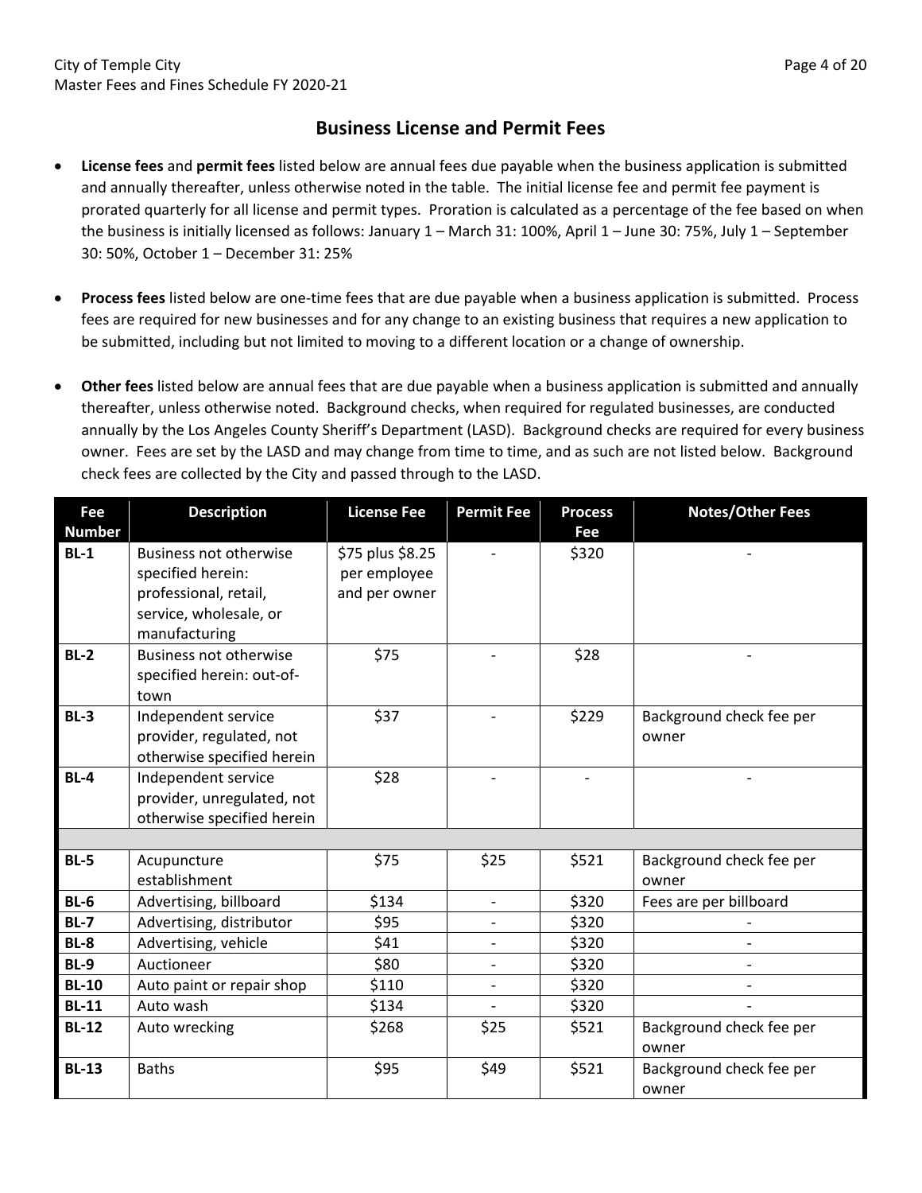## Business License and Permit Fees

- **License fees** and **permit fees** listed below are annual fees due payable when the business application is submitted and annually thereafter, unless otherwise noted in the table. The initial license fee and permit fee payment is prorated quarterly for all license and permit types. Proration is calculated as a percentage of the fee based on when the business is initially licensed as follows: January 1 – March 31: 100%, April 1 – June 30: 75%, July 1 – September 30: 50%, October 1 – December 31: 25%

- **Process fees** listed below are one-time fees that are due payable when a business application is submitted. Process fees are required for new businesses and for any change to an existing business that requires a new application to be submitted, including but not limited to moving to a different location or a change of ownership.

- **Other fees** listed below are annual fees that are due payable when a business application is submitted and annually thereafter, unless otherwise noted. Background checks, when required for regulated businesses, are conducted annually by the Los Angeles County Sheriff's Department (LASD). Background checks are required for every business owner. Fees are set by the LASD and may change from time to time, and as such are not listed below. Background check fees are collected by the City and passed through to the LASD.

| Fee Number | Description | License Fee | Permit Fee | Process Fee | Notes/Other Fees |
|---|---|---|---|---|---|
| **BL-1** | Business not otherwise specified herein: professional, retail, service, wholesale, or manufacturing | $75 plus $8.25 per employee and per owner | - | $320 | - |
| **BL-2** | Business not otherwise specified herein: out-of-town | $75 | - | $28 | - |
| **BL-3** | Independent service provider, regulated, not otherwise specified herein | $37 | - | $229 | Background check fee per owner |
| **BL-4** | Independent service provider, unregulated, not otherwise specified herein | $28 | - | - | - |
| | | | | | |
| **BL-5** | Acupuncture establishment | $75 | $25 | $521 | Background check fee per owner |
| **BL-6** | Advertising, billboard | $134 | - | $320 | Fees are per billboard |
| **BL-7** | Advertising, distributor | $95 | - | $320 | - |
| **BL-8** | Advertising, vehicle | $41 | - | $320 | - |
| **BL-9** | Auctioneer | $80 | - | $320 | - |
| **BL-10** | Auto paint or repair shop | $110 | - | $320 | - |
| **BL-11** | Auto wash | $134 | - | $320 | - |
| **BL-12** | Auto wrecking | $268 | $25 | $521 | Background check fee per owner |
| **BL-13** | Baths | $95 | $49 | $521 | Background check fee per owner |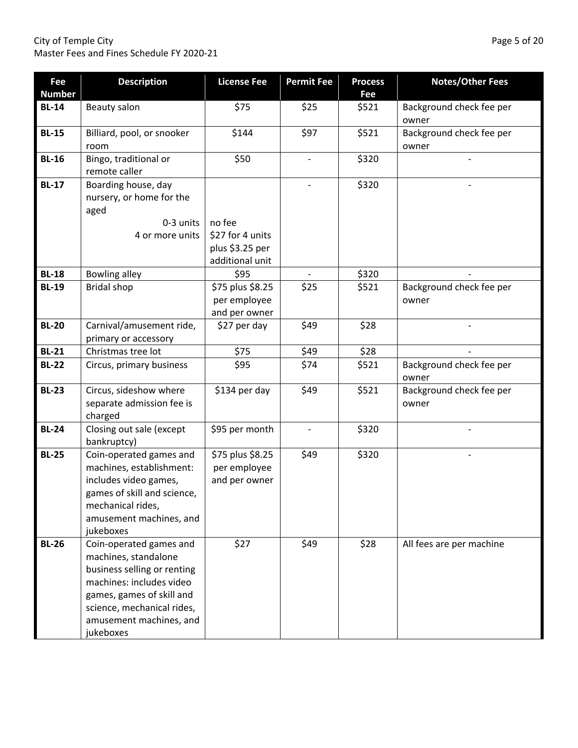| Fee Number | Description | License Fee | Permit Fee | Process Fee | Notes/Other Fees |
|---|---|---|---|---|---|
| **BL-14** | Beauty salon | $75 | $25 | $521 | Background check fee per owner |
| **BL-15** | Billiard, pool, or snooker room | $144 | $97 | $521 | Background check fee per owner |
| **BL-16** | Bingo, traditional or remote caller | $50 | - | $320 | - |
| **BL-17** | Boarding house, day nursery, or home for the aged<br>0-3 units<br>4 or more units | <br><br>no fee<br>$27 for 4 units plus $3.25 per additional unit | - | $320 | - |
| **BL-18** | Bowling alley | $95 | - | $320 | - |
| **BL-19** | Bridal shop | $75 plus $8.25 per employee and per owner | $25 | $521 | Background check fee per owner |
| **BL-20** | Carnival/amusement ride, primary or accessory | $27 per day | $49 | $28 | - |
| **BL-21** | Christmas tree lot | $75 | $49 | $28 | - |
| **BL-22** | Circus, primary business | $95 | $74 | $521 | Background check fee per owner |
| **BL-23** | Circus, sideshow where separate admission fee is charged | $134 per day | $49 | $521 | Background check fee per owner |
| **BL-24** | Closing out sale (except bankruptcy) | $95 per month | - | $320 | - |
| **BL-25** | Coin-operated games and machines, establishment: includes video games, games of skill and science, mechanical rides, amusement machines, and jukeboxes | $75 plus $8.25 per employee and per owner | $49 | $320 | - |
| **BL-26** | Coin-operated games and machines, standalone business selling or renting machines: includes video games, games of skill and science, mechanical rides, amusement machines, and jukeboxes | $27 | $49 | $28 | All fees are per machine |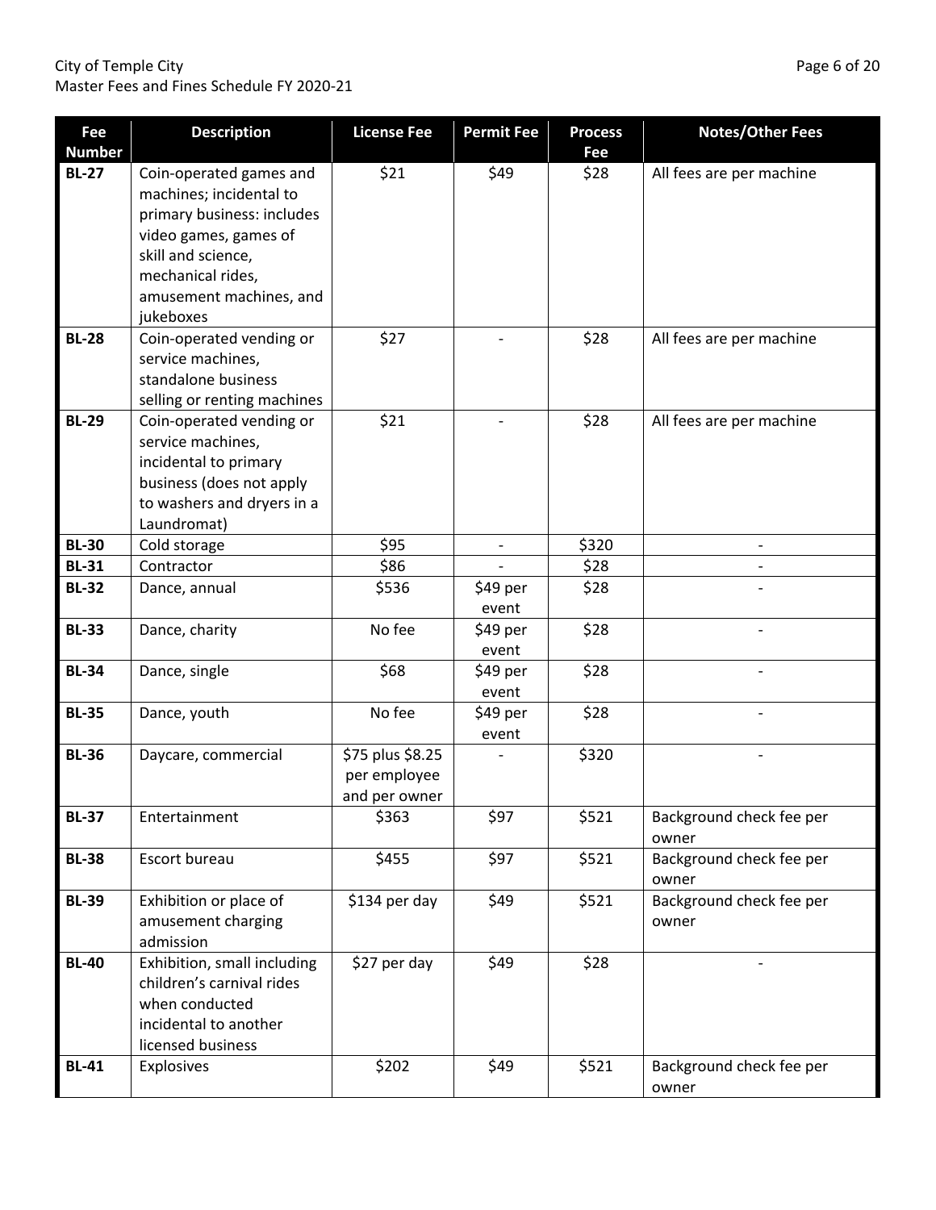| Fee Number | Description | License Fee | Permit Fee | Process Fee | Notes/Other Fees |
| --- | --- | --- | --- | --- | --- |
| **BL-27** | Coin-operated games and machines; incidental to primary business: includes video games, games of skill and science, mechanical rides, amusement machines, and jukeboxes | $21 | $49 | $28 | All fees are per machine |
| **BL-28** | Coin-operated vending or service machines, standalone business selling or renting machines | $27 | - | $28 | All fees are per machine |
| **BL-29** | Coin-operated vending or service machines, incidental to primary business (does not apply to washers and dryers in a Laundromat) | $21 | - | $28 | All fees are per machine |
| **BL-30** | Cold storage | $95 | - | $320 | - |
| **BL-31** | Contractor | $86 | - | $28 | - |
| **BL-32** | Dance, annual | $536 | $49 per event | $28 | - |
| **BL-33** | Dance, charity | No fee | $49 per event | $28 | - |
| **BL-34** | Dance, single | $68 | $49 per event | $28 | - |
| **BL-35** | Dance, youth | No fee | $49 per event | $28 | - |
| **BL-36** | Daycare, commercial | $75 plus $8.25 per employee and per owner | - | $320 | - |
| **BL-37** | Entertainment | $363 | $97 | $521 | Background check fee per owner |
| **BL-38** | Escort bureau | $455 | $97 | $521 | Background check fee per owner |
| **BL-39** | Exhibition or place of amusement charging admission | $134 per day | $49 | $521 | Background check fee per owner |
| **BL-40** | Exhibition, small including children's carnival rides when conducted incidental to another licensed business | $27 per day | $49 | $28 | - |
| **BL-41** | Explosives | $202 | $49 | $521 | Background check fee per owner |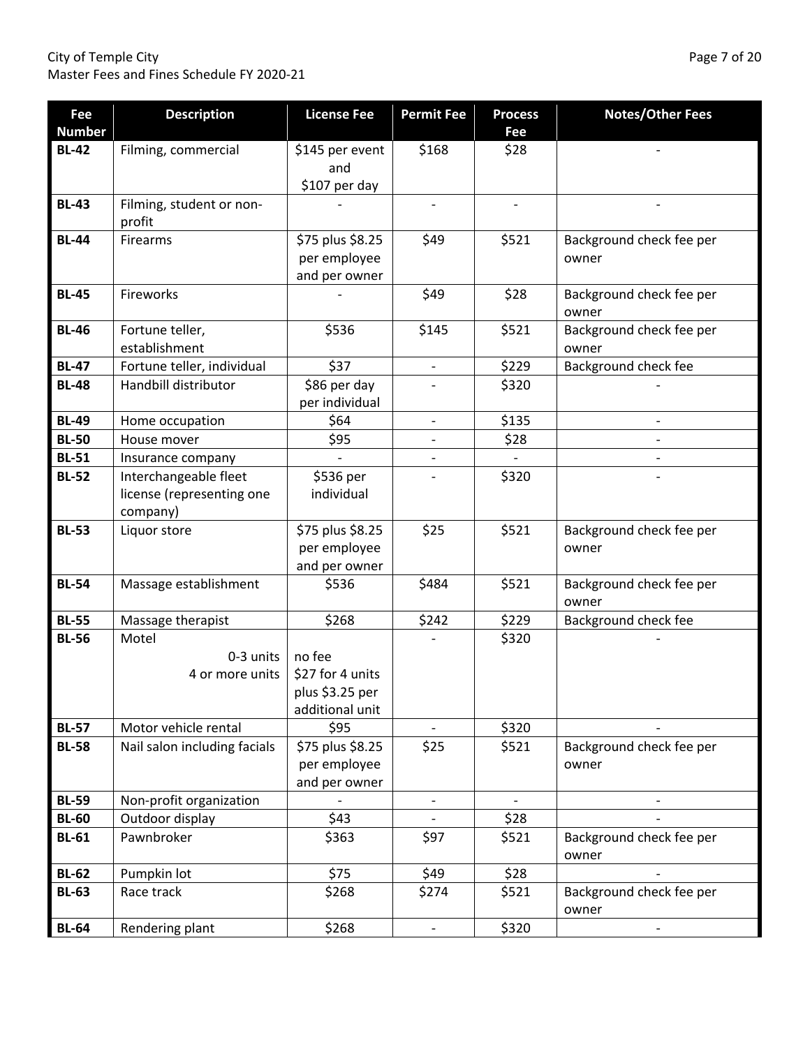| Fee Number | Description | License Fee | Permit Fee | Process Fee | Notes/Other Fees |
|---|---|---|---|---|---|
| **BL-42** | Filming, commercial | $145 per event and $107 per day | $168 | $28 | - |
| **BL-43** | Filming, student or non-profit | - | - | - | - |
| **BL-44** | Firearms | $75 plus $8.25 per employee and per owner | $49 | $521 | Background check fee per owner |
| **BL-45** | Fireworks | - | $49 | $28 | Background check fee per owner |
| **BL-46** | Fortune teller, establishment | $536 | $145 | $521 | Background check fee per owner |
| **BL-47** | Fortune teller, individual | $37 | - | $229 | Background check fee |
| **BL-48** | Handbill distributor | $86 per day per individual | - | $320 | - |
| **BL-49** | Home occupation | $64 | - | $135 | - |
| **BL-50** | House mover | $95 | - | $28 | - |
| **BL-51** | Insurance company | - | - | - | - |
| **BL-52** | Interchangeable fleet license (representing one company) | $536 per individual | - | $320 | - |
| **BL-53** | Liquor store | $75 plus $8.25 per employee and per owner | $25 | $521 | Background check fee per owner |
| **BL-54** | Massage establishment | $536 | $484 | $521 | Background check fee per owner |
| **BL-55** | Massage therapist | $268 | $242 | $229 | Background check fee |
| **BL-56** | Motel<br>0-3 units<br>4 or more units | <br>no fee<br>$27 for 4 units plus $3.25 per additional unit | - | $320 | - |
| **BL-57** | Motor vehicle rental | $95 | - | $320 | - |
| **BL-58** | Nail salon including facials | $75 plus $8.25 per employee and per owner | $25 | $521 | Background check fee per owner |
| **BL-59** | Non-profit organization | - | - | - | - |
| **BL-60** | Outdoor display | $43 | - | $28 | - |
| **BL-61** | Pawnbroker | $363 | $97 | $521 | Background check fee per owner |
| **BL-62** | Pumpkin lot | $75 | $49 | $28 | - |
| **BL-63** | Race track | $268 | $274 | $521 | Background check fee per owner |
| **BL-64** | Rendering plant | $268 | - | $320 | - |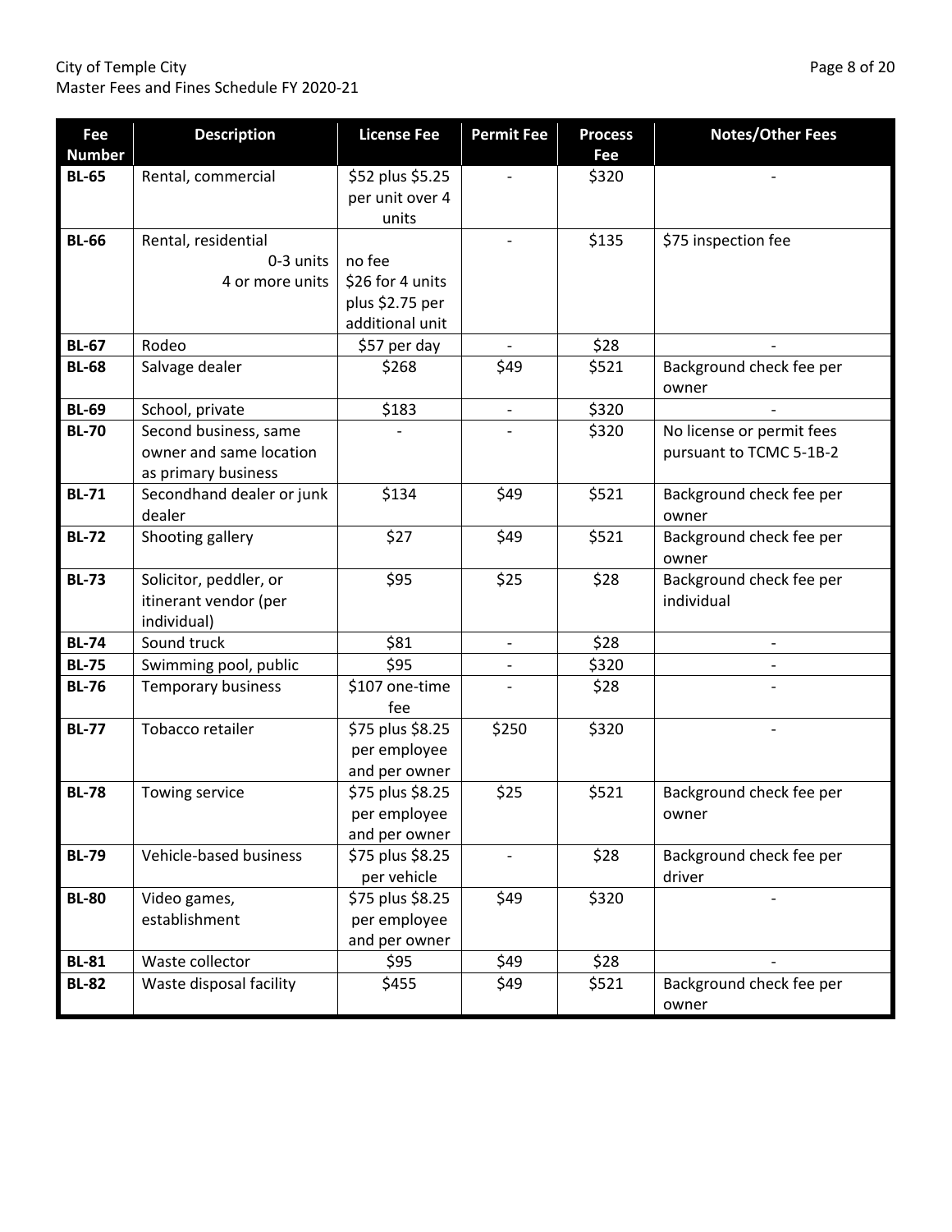| Fee Number | Description | License Fee | Permit Fee | Process Fee | Notes/Other Fees |
|---|---|---|---|---|---|
| **BL-65** | Rental, commercial | $52 plus $5.25 per unit over 4 units | - | $320 | - |
| **BL-66** | Rental, residential<br>0-3 units<br>4 or more units | <br>no fee<br>$26 for 4 units plus $2.75 per additional unit | - | $135 | $75 inspection fee |
| **BL-67** | Rodeo | $57 per day | - | $28 | - |
| **BL-68** | Salvage dealer | $268 | $49 | $521 | Background check fee per owner |
| **BL-69** | School, private | $183 | - | $320 | - |
| **BL-70** | Second business, same owner and same location as primary business | - | - | $320 | No license or permit fees pursuant to TCMC 5-1B-2 |
| **BL-71** | Secondhand dealer or junk dealer | $134 | $49 | $521 | Background check fee per owner |
| **BL-72** | Shooting gallery | $27 | $49 | $521 | Background check fee per owner |
| **BL-73** | Solicitor, peddler, or itinerant vendor (per individual) | $95 | $25 | $28 | Background check fee per individual |
| **BL-74** | Sound truck | $81 | - | $28 | - |
| **BL-75** | Swimming pool, public | $95 | - | $320 | - |
| **BL-76** | Temporary business | $107 one-time fee | - | $28 | - |
| **BL-77** | Tobacco retailer | $75 plus $8.25 per employee and per owner | $250 | $320 | - |
| **BL-78** | Towing service | $75 plus $8.25 per employee and per owner | $25 | $521 | Background check fee per owner |
| **BL-79** | Vehicle-based business | $75 plus $8.25 per vehicle | - | $28 | Background check fee per driver |
| **BL-80** | Video games, establishment | $75 plus $8.25 per employee and per owner | $49 | $320 | - |
| **BL-81** | Waste collector | $95 | $49 | $28 | - |
| **BL-82** | Waste disposal facility | $455 | $49 | $521 | Background check fee per owner |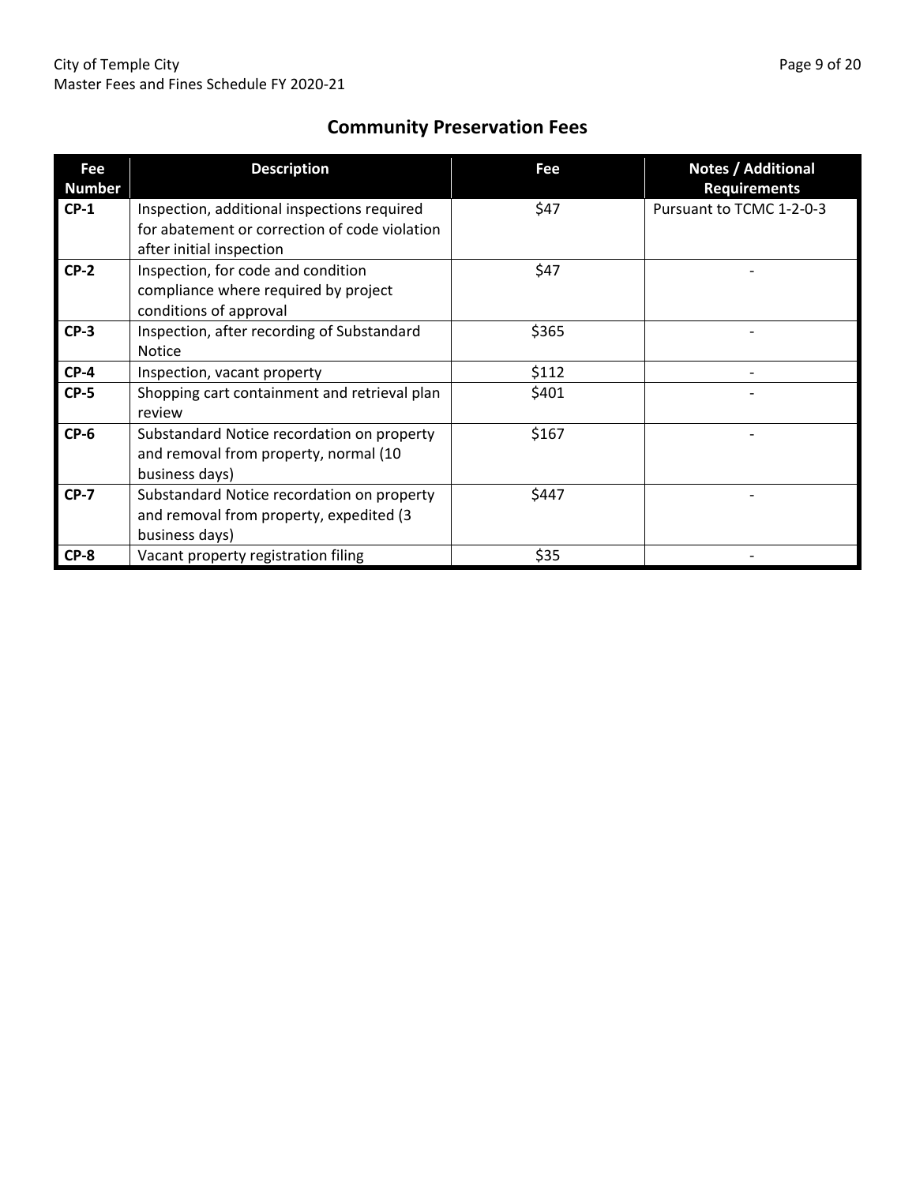## Community Preservation Fees

| Fee Number | Description | Fee | Notes / Additional Requirements |
|---|---|---|---|
| **CP-1** | Inspection, additional inspections required for abatement or correction of code violation after initial inspection | $47 | Pursuant to TCMC 1-2-0-3 |
| **CP-2** | Inspection, for code and condition compliance where required by project conditions of approval | $47 | - |
| **CP-3** | Inspection, after recording of Substandard Notice | $365 | - |
| **CP-4** | Inspection, vacant property | $112 | - |
| **CP-5** | Shopping cart containment and retrieval plan review | $401 | - |
| **CP-6** | Substandard Notice recordation on property and removal from property, normal (10 business days) | $167 | - |
| **CP-7** | Substandard Notice recordation on property and removal from property, expedited (3 business days) | $447 | - |
| **CP-8** | Vacant property registration filing | $35 | - |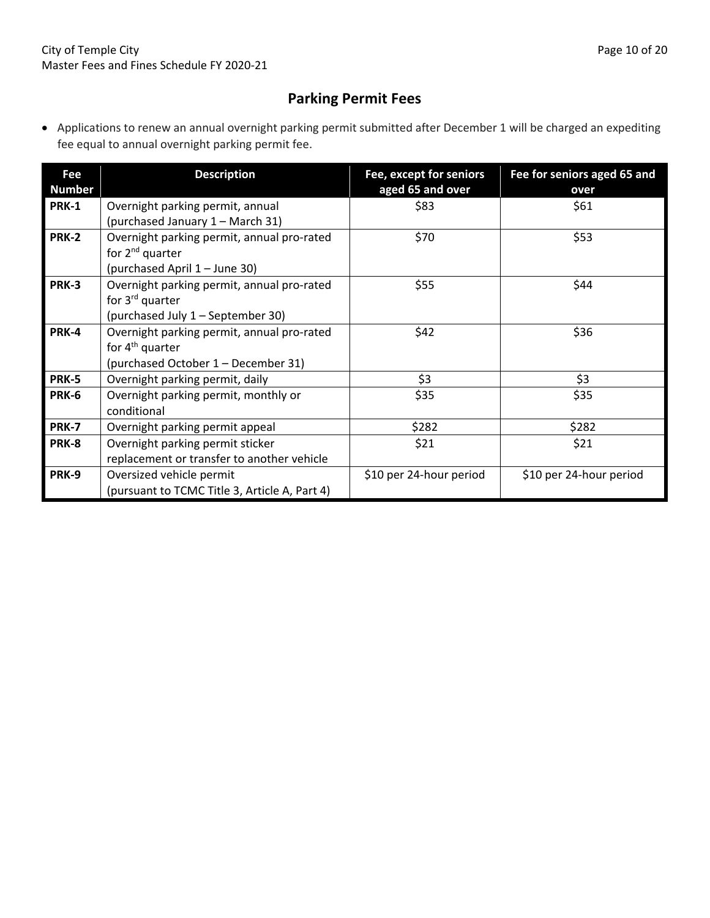## Parking Permit Fees

- Applications to renew an annual overnight parking permit submitted after December 1 will be charged an expediting fee equal to annual overnight parking permit fee.

| Fee Number | Description | Fee, except for seniors aged 65 and over | Fee for seniors aged 65 and over |
|---|---|---|---|
| **PRK-1** | Overnight parking permit, annual (purchased January 1 – March 31) | $83 | $61 |
| **PRK-2** | Overnight parking permit, annual pro-rated for 2nd quarter (purchased April 1 – June 30) | $70 | $53 |
| **PRK-3** | Overnight parking permit, annual pro-rated for 3rd quarter (purchased July 1 – September 30) | $55 | $44 |
| **PRK-4** | Overnight parking permit, annual pro-rated for 4th quarter (purchased October 1 – December 31) | $42 | $36 |
| **PRK-5** | Overnight parking permit, daily | $3 | $3 |
| **PRK-6** | Overnight parking permit, monthly or conditional | $35 | $35 |
| **PRK-7** | Overnight parking permit appeal | $282 | $282 |
| **PRK-8** | Overnight parking permit sticker replacement or transfer to another vehicle | $21 | $21 |
| **PRK-9** | Oversized vehicle permit (pursuant to TCMC Title 3, Article A, Part 4) | $10 per 24-hour period | $10 per 24-hour period |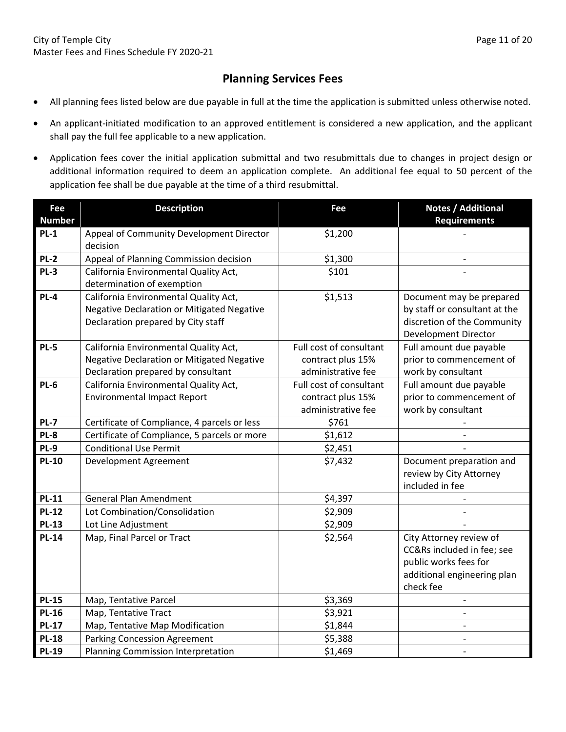## Planning Services Fees

- All planning fees listed below are due payable in full at the time the application is submitted unless otherwise noted.
- An applicant-initiated modification to an approved entitlement is considered a new application, and the applicant shall pay the full fee applicable to a new application.
- Application fees cover the initial application submittal and two resubmittals due to changes in project design or additional information required to deem an application complete. An additional fee equal to 50 percent of the application fee shall be due payable at the time of a third resubmittal.

| Fee Number | Description | Fee | Notes / Additional Requirements |
|---|---|---|---|
| **PL-1** | Appeal of Community Development Director decision | $1,200 | - |
| **PL-2** | Appeal of Planning Commission decision | $1,300 | - |
| **PL-3** | California Environmental Quality Act, determination of exemption | $101 | - |
| **PL-4** | California Environmental Quality Act, Negative Declaration or Mitigated Negative Declaration prepared by City staff | $1,513 | Document may be prepared by staff or consultant at the discretion of the Community Development Director |
| **PL-5** | California Environmental Quality Act, Negative Declaration or Mitigated Negative Declaration prepared by consultant | Full cost of consultant contract plus 15% administrative fee | Full amount due payable prior to commencement of work by consultant |
| **PL-6** | California Environmental Quality Act, Environmental Impact Report | Full cost of consultant contract plus 15% administrative fee | Full amount due payable prior to commencement of work by consultant |
| **PL-7** | Certificate of Compliance, 4 parcels or less | $761 | - |
| **PL-8** | Certificate of Compliance, 5 parcels or more | $1,612 | - |
| **PL-9** | Conditional Use Permit | $2,451 | - |
| **PL-10** | Development Agreement | $7,432 | Document preparation and review by City Attorney included in fee |
| **PL-11** | General Plan Amendment | $4,397 | - |
| **PL-12** | Lot Combination/Consolidation | $2,909 | - |
| **PL-13** | Lot Line Adjustment | $2,909 | - |
| **PL-14** | Map, Final Parcel or Tract | $2,564 | City Attorney review of CC&Rs included in fee; see public works fees for additional engineering plan check fee |
| **PL-15** | Map, Tentative Parcel | $3,369 | - |
| **PL-16** | Map, Tentative Tract | $3,921 | - |
| **PL-17** | Map, Tentative Map Modification | $1,844 | - |
| **PL-18** | Parking Concession Agreement | $5,388 | - |
| **PL-19** | Planning Commission Interpretation | $1,469 | - |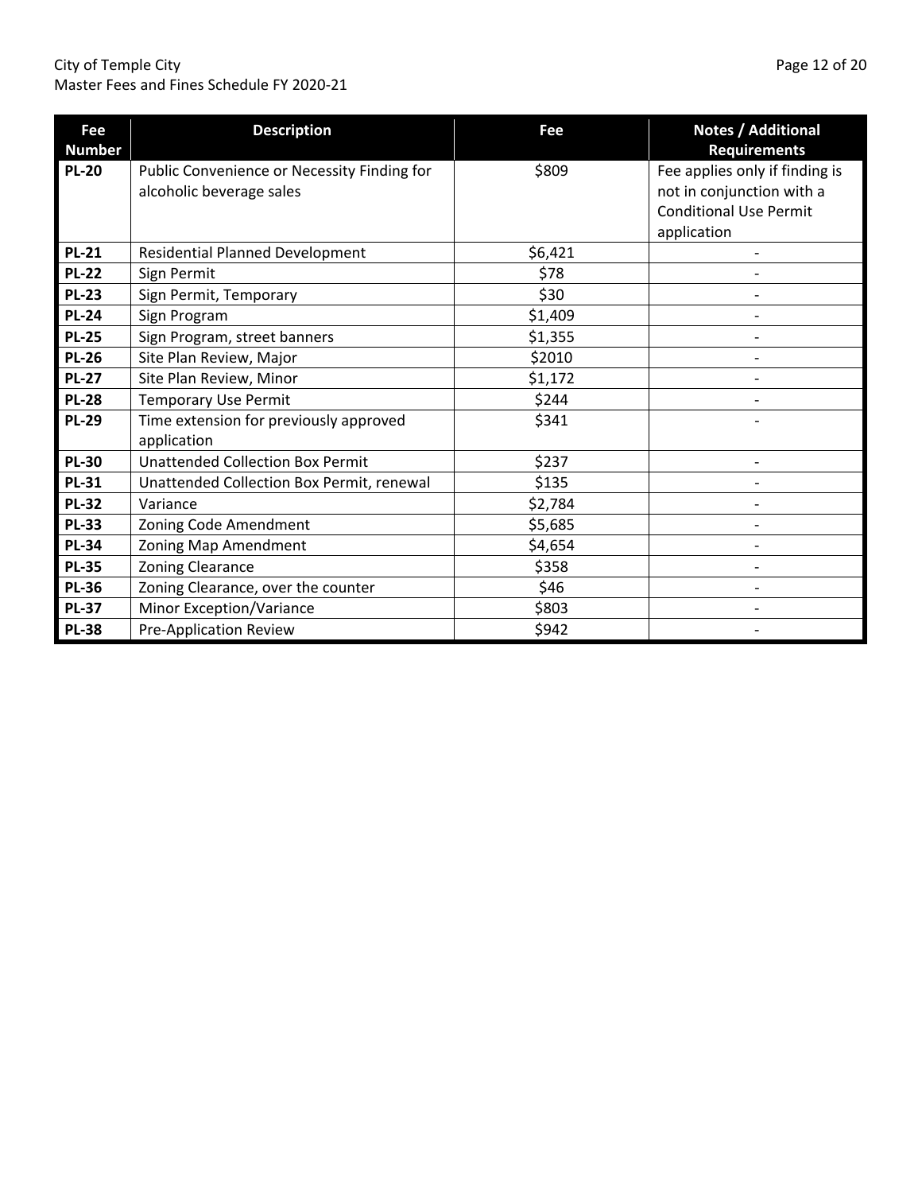| Fee Number | Description | Fee | Notes / Additional Requirements |
|---|---|---|---|
| **PL-20** | Public Convenience or Necessity Finding for alcoholic beverage sales | $809 | Fee applies only if finding is not in conjunction with a Conditional Use Permit application |
| **PL-21** | Residential Planned Development | $6,421 | - |
| **PL-22** | Sign Permit | $78 | - |
| **PL-23** | Sign Permit, Temporary | $30 | - |
| **PL-24** | Sign Program | $1,409 | - |
| **PL-25** | Sign Program, street banners | $1,355 | - |
| **PL-26** | Site Plan Review, Major | $2010 | - |
| **PL-27** | Site Plan Review, Minor | $1,172 | - |
| **PL-28** | Temporary Use Permit | $244 | - |
| **PL-29** | Time extension for previously approved application | $341 | - |
| **PL-30** | Unattended Collection Box Permit | $237 | - |
| **PL-31** | Unattended Collection Box Permit, renewal | $135 | - |
| **PL-32** | Variance | $2,784 | - |
| **PL-33** | Zoning Code Amendment | $5,685 | - |
| **PL-34** | Zoning Map Amendment | $4,654 | - |
| **PL-35** | Zoning Clearance | $358 | - |
| **PL-36** | Zoning Clearance, over the counter | $46 | - |
| **PL-37** | Minor Exception/Variance | $803 | - |
| **PL-38** | Pre-Application Review | $942 | - |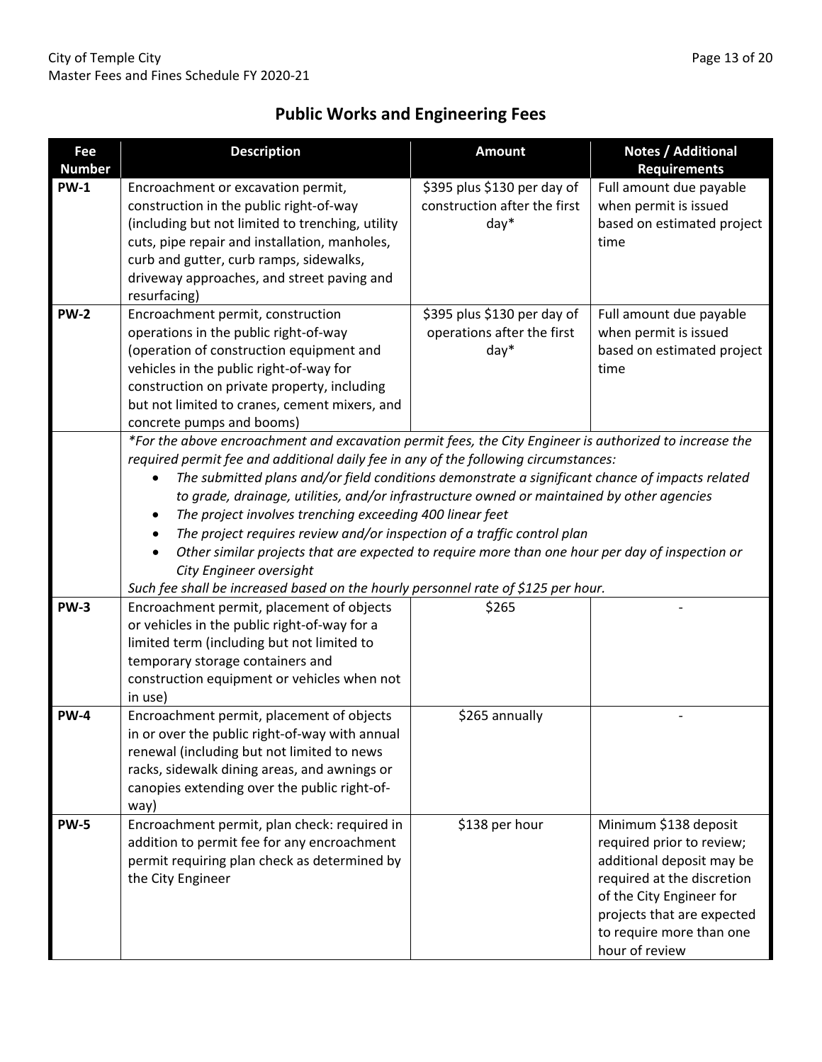## Public Works and Engineering Fees

| Fee Number | Description | Amount | Notes / Additional Requirements |
|---|---|---|---|
| **PW-1** | Encroachment or excavation permit, construction in the public right-of-way (including but not limited to trenching, utility cuts, pipe repair and installation, manholes, curb and gutter, curb ramps, sidewalks, driveway approaches, and street paving and resurfacing) | $395 plus $130 per day of construction after the first day* | Full amount due payable when permit is issued based on estimated project time |
| **PW-2** | Encroachment permit, construction operations in the public right-of-way (operation of construction equipment and vehicles in the public right-of-way for construction on private property, including but not limited to cranes, cement mixers, and concrete pumps and booms) | $395 plus $130 per day of operations after the first day* | Full amount due payable when permit is issued based on estimated project time |
| | *\*For the above encroachment and excavation permit fees, the City Engineer is authorized to increase the required permit fee and additional daily fee in any of the following circumstances:*<br>• *The submitted plans and/or field conditions demonstrate a significant chance of impacts related to grade, drainage, utilities, and/or infrastructure owned or maintained by other agencies*<br>• *The project involves trenching exceeding 400 linear feet*<br>• *The project requires review and/or inspection of a traffic control plan*<br>• *Other similar projects that are expected to require more than one hour per day of inspection or City Engineer oversight*<br>*Such fee shall be increased based on the hourly personnel rate of $125 per hour.* | | |
| **PW-3** | Encroachment permit, placement of objects or vehicles in the public right-of-way for a limited term (including but not limited to temporary storage containers and construction equipment or vehicles when not in use) | $265 | - |
| **PW-4** | Encroachment permit, placement of objects in or over the public right-of-way with annual renewal (including but not limited to news racks, sidewalk dining areas, and awnings or canopies extending over the public right-of-way) | $265 annually | - |
| **PW-5** | Encroachment permit, plan check: required in addition to permit fee for any encroachment permit requiring plan check as determined by the City Engineer | $138 per hour | Minimum $138 deposit required prior to review; additional deposit may be required at the discretion of the City Engineer for projects that are expected to require more than one hour of review |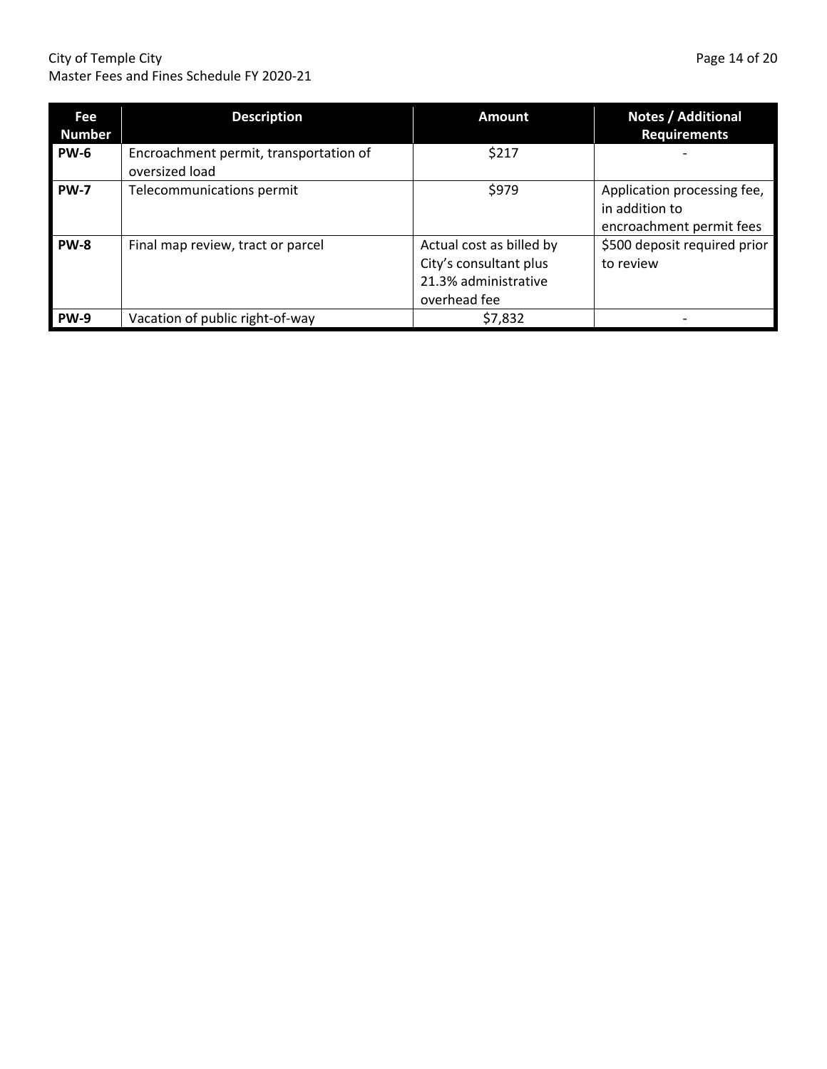| Fee Number | Description | Amount | Notes / Additional Requirements |
| --- | --- | --- | --- |
| **PW-6** | Encroachment permit, transportation of oversized load | $217 | - |
| **PW-7** | Telecommunications permit | $979 | Application processing fee, in addition to encroachment permit fees |
| **PW-8** | Final map review, tract or parcel | Actual cost as billed by City's consultant plus 21.3% administrative overhead fee | $500 deposit required prior to review |
| **PW-9** | Vacation of public right-of-way | $7,832 | - |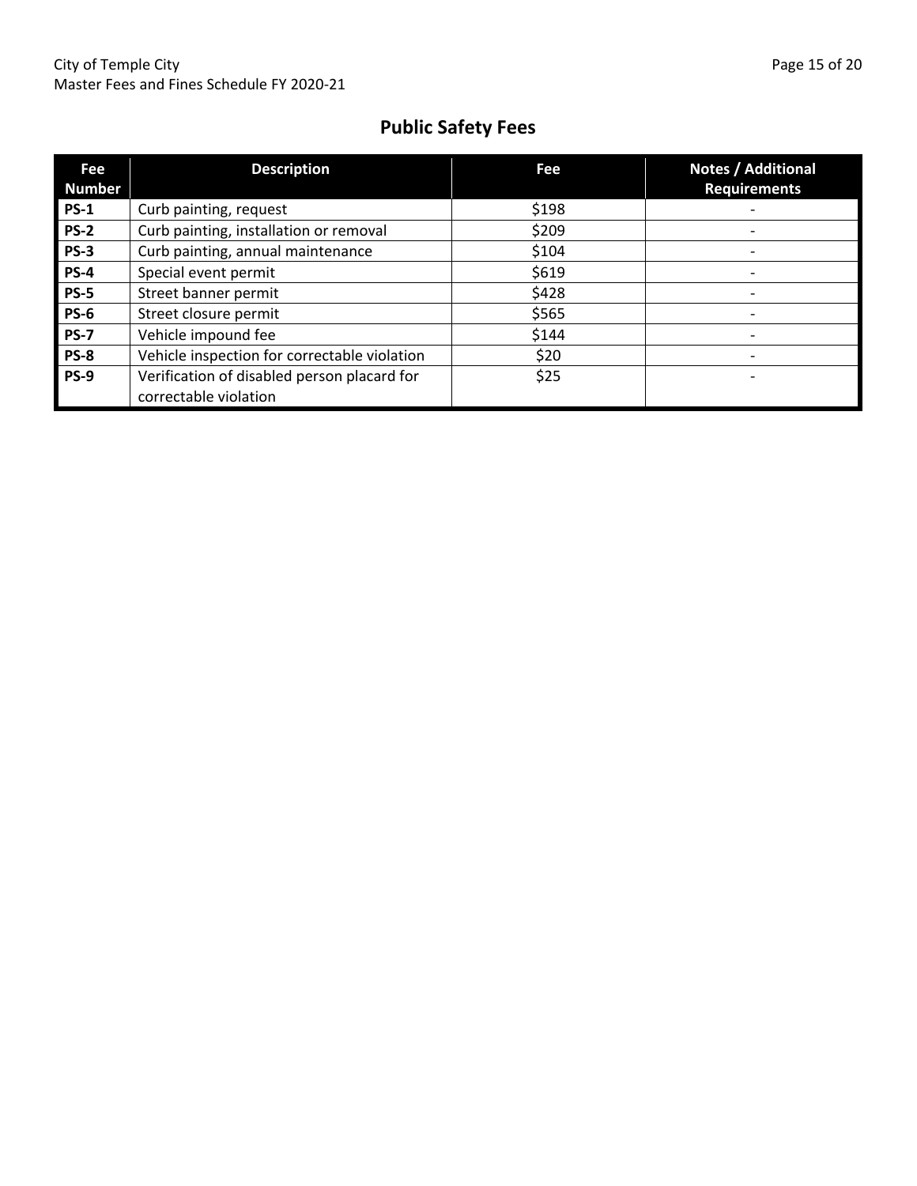## Public Safety Fees

| Fee Number | Description | Fee | Notes / Additional Requirements |
|---|---|---|---|
| **PS-1** | Curb painting, request | $198 | - |
| **PS-2** | Curb painting, installation or removal | $209 | - |
| **PS-3** | Curb painting, annual maintenance | $104 | - |
| **PS-4** | Special event permit | $619 | - |
| **PS-5** | Street banner permit | $428 | - |
| **PS-6** | Street closure permit | $565 | - |
| **PS-7** | Vehicle impound fee | $144 | - |
| **PS-8** | Vehicle inspection for correctable violation | $20 | - |
| **PS-9** | Verification of disabled person placard for correctable violation | $25 | - |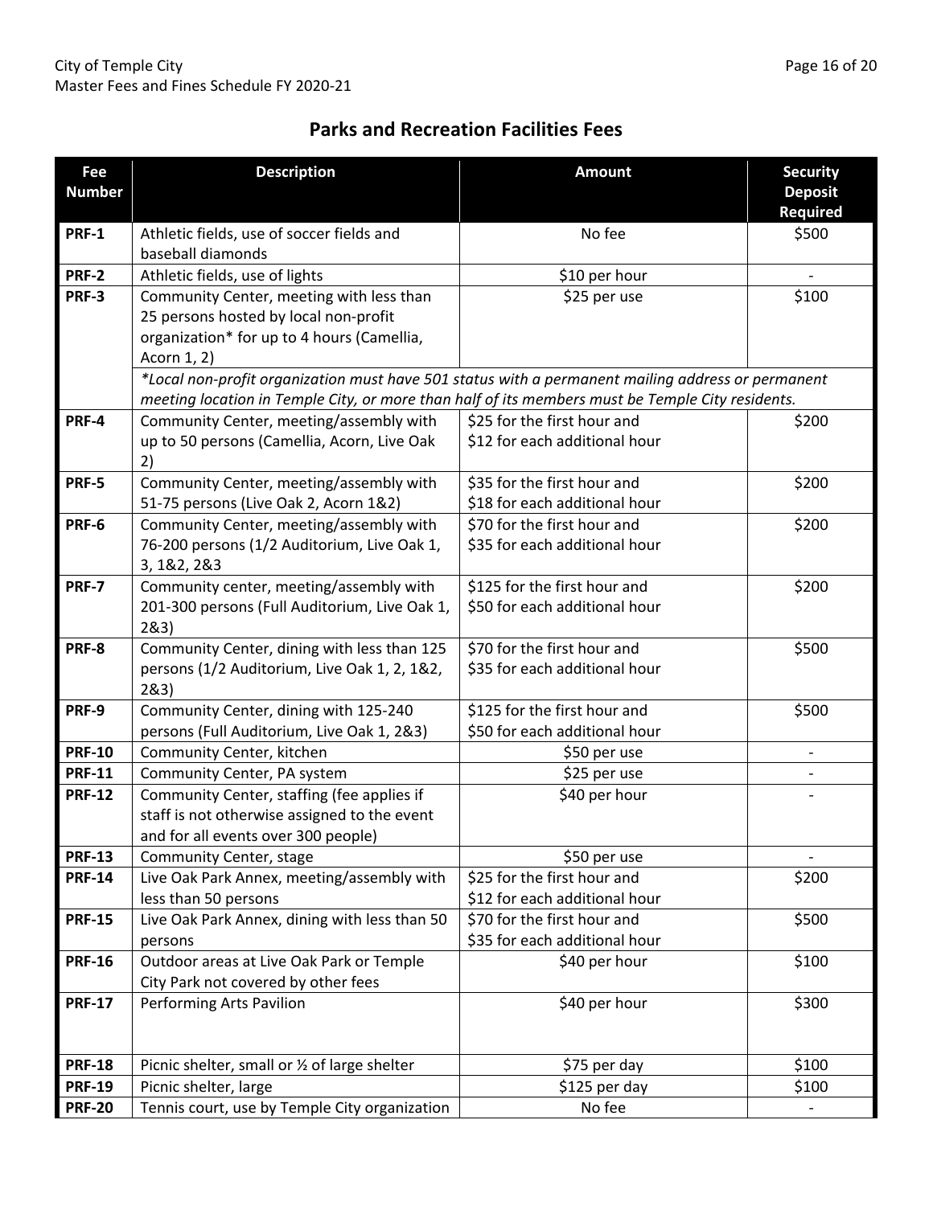## Parks and Recreation Facilities Fees

| Fee Number | Description | Amount | Security Deposit Required |
|---|---|---|---|
| **PRF-1** | Athletic fields, use of soccer fields and baseball diamonds | No fee | $500 |
| **PRF-2** | Athletic fields, use of lights | $10 per hour | - |
| **PRF-3** | Community Center, meeting with less than 25 persons hosted by local non-profit organization* for up to 4 hours (Camellia, Acorn 1, 2) | $25 per use | $100 |
| | *Local non-profit organization must have 501 status with a permanent mailing address or permanent meeting location in Temple City, or more than half of its members must be Temple City residents.* | | |
| **PRF-4** | Community Center, meeting/assembly with up to 50 persons (Camellia, Acorn, Live Oak 2) | $25 for the first hour and $12 for each additional hour | $200 |
| **PRF-5** | Community Center, meeting/assembly with 51-75 persons (Live Oak 2, Acorn 1&2) | $35 for the first hour and $18 for each additional hour | $200 |
| **PRF-6** | Community Center, meeting/assembly with 76-200 persons (1/2 Auditorium, Live Oak 1, 3, 1&2, 2&3 | $70 for the first hour and $35 for each additional hour | $200 |
| **PRF-7** | Community center, meeting/assembly with 201-300 persons (Full Auditorium, Live Oak 1, 2&3) | $125 for the first hour and $50 for each additional hour | $200 |
| **PRF-8** | Community Center, dining with less than 125 persons (1/2 Auditorium, Live Oak 1, 2, 1&2, 2&3) | $70 for the first hour and $35 for each additional hour | $500 |
| **PRF-9** | Community Center, dining with 125-240 persons (Full Auditorium, Live Oak 1, 2&3) | $125 for the first hour and $50 for each additional hour | $500 |
| **PRF-10** | Community Center, kitchen | $50 per use | - |
| **PRF-11** | Community Center, PA system | $25 per use | - |
| **PRF-12** | Community Center, staffing (fee applies if staff is not otherwise assigned to the event and for all events over 300 people) | $40 per hour | - |
| **PRF-13** | Community Center, stage | $50 per use | - |
| **PRF-14** | Live Oak Park Annex, meeting/assembly with less than 50 persons | $25 for the first hour and $12 for each additional hour | $200 |
| **PRF-15** | Live Oak Park Annex, dining with less than 50 persons | $70 for the first hour and $35 for each additional hour | $500 |
| **PRF-16** | Outdoor areas at Live Oak Park or Temple City Park not covered by other fees | $40 per hour | $100 |
| **PRF-17** | Performing Arts Pavilion | $40 per hour | $300 |
| **PRF-18** | Picnic shelter, small or ½ of large shelter | $75 per day | $100 |
| **PRF-19** | Picnic shelter, large | $125 per day | $100 |
| **PRF-20** | Tennis court, use by Temple City organization | No fee | - |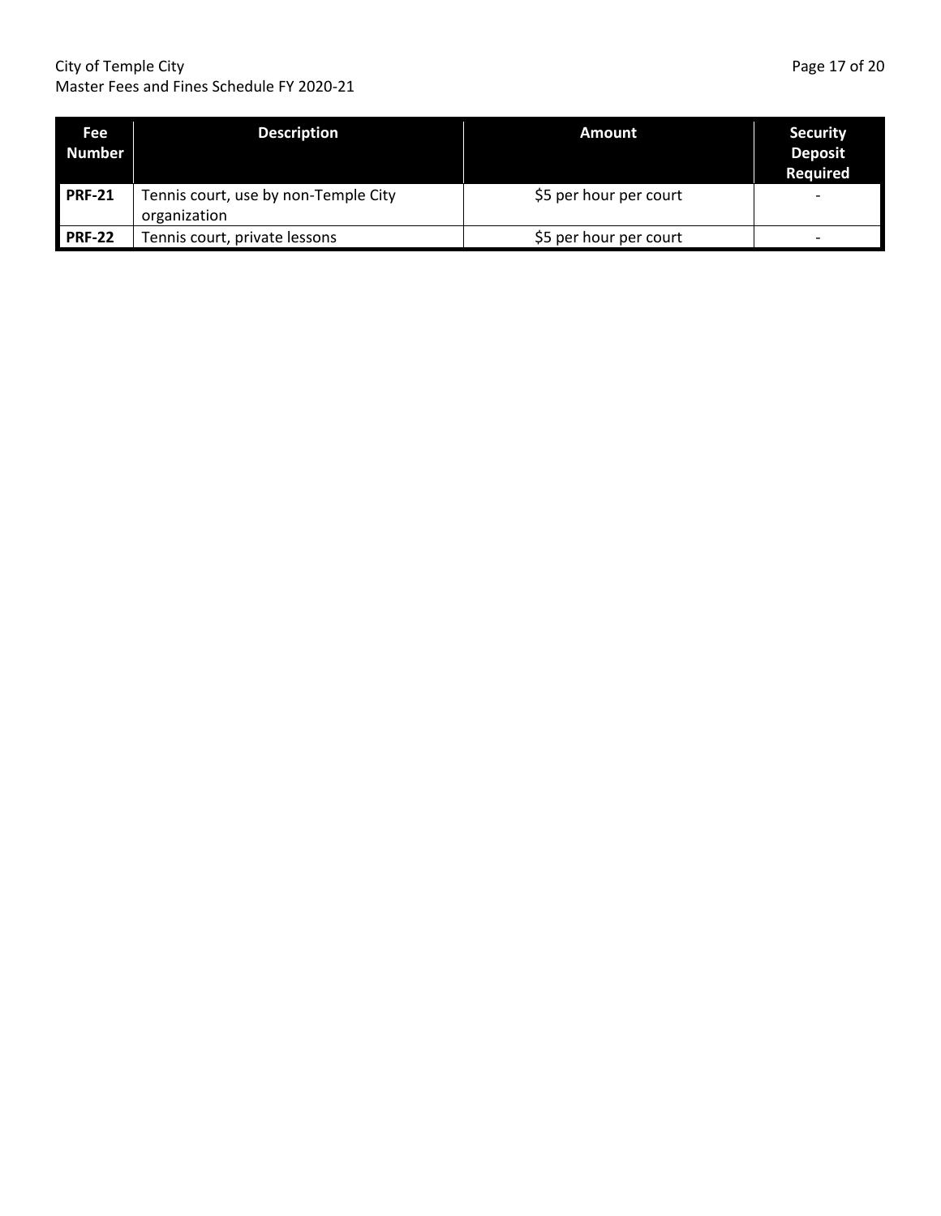| Fee Number | Description | Amount | Security Deposit Required |
|---|---|---|---|
| **PRF-21** | Tennis court, use by non-Temple City organization | $5 per hour per court | - |
| **PRF-22** | Tennis court, private lessons | $5 per hour per court | - |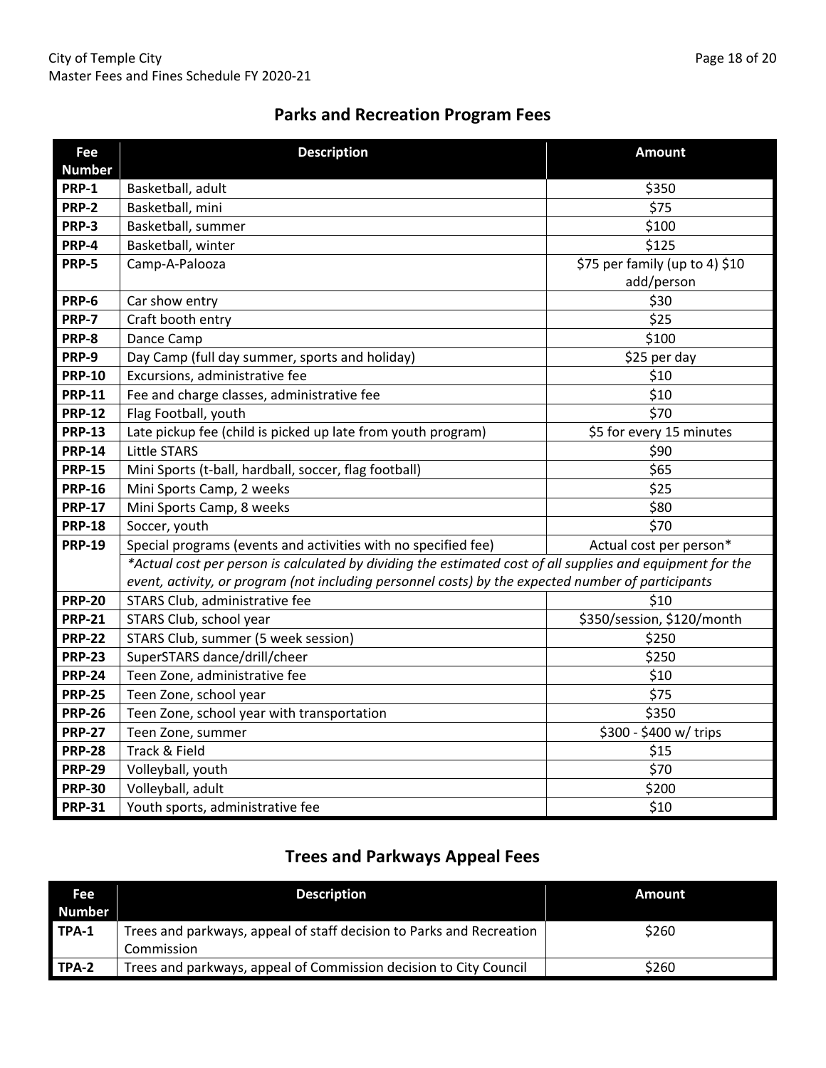## Parks and Recreation Program Fees

| Fee Number | Description | Amount |
|---|---|---|
| **PRP-1** | Basketball, adult | $350 |
| **PRP-2** | Basketball, mini | $75 |
| **PRP-3** | Basketball, summer | $100 |
| **PRP-4** | Basketball, winter | $125 |
| **PRP-5** | Camp-A-Palooza | $75 per family (up to 4) $10 add/person |
| **PRP-6** | Car show entry | $30 |
| **PRP-7** | Craft booth entry | $25 |
| **PRP-8** | Dance Camp | $100 |
| **PRP-9** | Day Camp (full day summer, sports and holiday) | $25 per day |
| **PRP-10** | Excursions, administrative fee | $10 |
| **PRP-11** | Fee and charge classes, administrative fee | $10 |
| **PRP-12** | Flag Football, youth | $70 |
| **PRP-13** | Late pickup fee (child is picked up late from youth program) | $5 for every 15 minutes |
| **PRP-14** | Little STARS | $90 |
| **PRP-15** | Mini Sports (t-ball, hardball, soccer, flag football) | $65 |
| **PRP-16** | Mini Sports Camp, 2 weeks | $25 |
| **PRP-17** | Mini Sports Camp, 8 weeks | $80 |
| **PRP-18** | Soccer, youth | $70 |
| **PRP-19** | Special programs (events and activities with no specified fee) | Actual cost per person* |
| | *\*Actual cost per person is calculated by dividing the estimated cost of all supplies and equipment for the event, activity, or program (not including personnel costs) by the expected number of participants* | |
| **PRP-20** | STARS Club, administrative fee | $10 |
| **PRP-21** | STARS Club, school year | $350/session, $120/month |
| **PRP-22** | STARS Club, summer (5 week session) | $250 |
| **PRP-23** | SuperSTARS dance/drill/cheer | $250 |
| **PRP-24** | Teen Zone, administrative fee | $10 |
| **PRP-25** | Teen Zone, school year | $75 |
| **PRP-26** | Teen Zone, school year with transportation | $350 |
| **PRP-27** | Teen Zone, summer | $300 - $400 w/ trips |
| **PRP-28** | Track & Field | $15 |
| **PRP-29** | Volleyball, youth | $70 |
| **PRP-30** | Volleyball, adult | $200 |
| **PRP-31** | Youth sports, administrative fee | $10 |

## Trees and Parkways Appeal Fees

| Fee Number | Description | Amount |
|---|---|---|
| **TPA-1** | Trees and parkways, appeal of staff decision to Parks and Recreation Commission | $260 |
| **TPA-2** | Trees and parkways, appeal of Commission decision to City Council | $260 |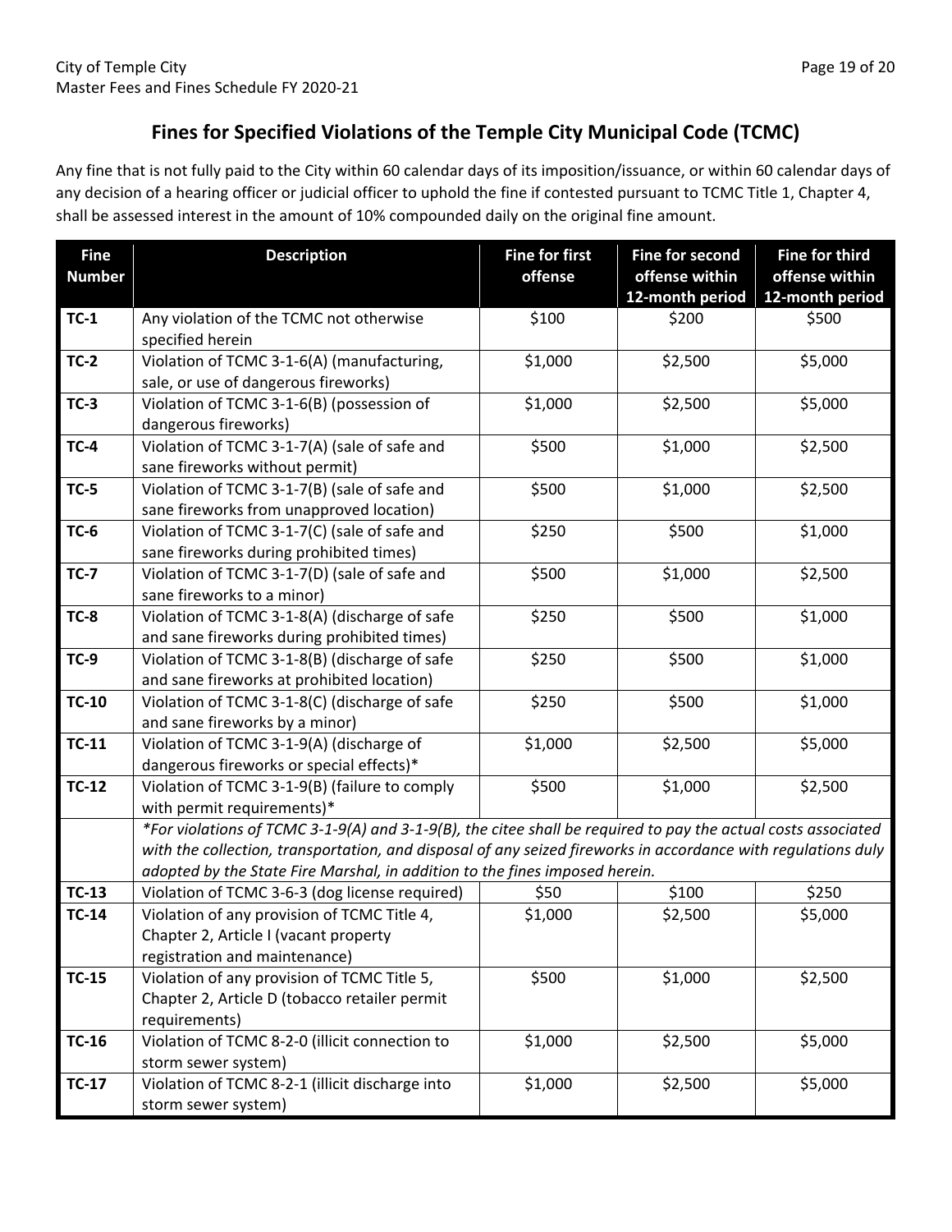## Fines for Specified Violations of the Temple City Municipal Code (TCMC)

Any fine that is not fully paid to the City within 60 calendar days of its imposition/issuance, or within 60 calendar days of any decision of a hearing officer or judicial officer to uphold the fine if contested pursuant to TCMC Title 1, Chapter 4, shall be assessed interest in the amount of 10% compounded daily on the original fine amount.

| Fine Number | Description | Fine for first offense | Fine for second offense within 12-month period | Fine for third offense within 12-month period |
|---|---|---|---|---|
| **TC-1** | Any violation of the TCMC not otherwise specified herein | $100 | $200 | $500 |
| **TC-2** | Violation of TCMC 3-1-6(A) (manufacturing, sale, or use of dangerous fireworks) | $1,000 | $2,500 | $5,000 |
| **TC-3** | Violation of TCMC 3-1-6(B) (possession of dangerous fireworks) | $1,000 | $2,500 | $5,000 |
| **TC-4** | Violation of TCMC 3-1-7(A) (sale of safe and sane fireworks without permit) | $500 | $1,000 | $2,500 |
| **TC-5** | Violation of TCMC 3-1-7(B) (sale of safe and sane fireworks from unapproved location) | $500 | $1,000 | $2,500 |
| **TC-6** | Violation of TCMC 3-1-7(C) (sale of safe and sane fireworks during prohibited times) | $250 | $500 | $1,000 |
| **TC-7** | Violation of TCMC 3-1-7(D) (sale of safe and sane fireworks to a minor) | $500 | $1,000 | $2,500 |
| **TC-8** | Violation of TCMC 3-1-8(A) (discharge of safe and sane fireworks during prohibited times) | $250 | $500 | $1,000 |
| **TC-9** | Violation of TCMC 3-1-8(B) (discharge of safe and sane fireworks at prohibited location) | $250 | $500 | $1,000 |
| **TC-10** | Violation of TCMC 3-1-8(C) (discharge of safe and sane fireworks by a minor) | $250 | $500 | $1,000 |
| **TC-11** | Violation of TCMC 3-1-9(A) (discharge of dangerous fireworks or special effects)* | $1,000 | $2,500 | $5,000 |
| **TC-12** | Violation of TCMC 3-1-9(B) (failure to comply with permit requirements)* | $500 | $1,000 | $2,500 |
| | *\*For violations of TCMC 3-1-9(A) and 3-1-9(B), the citee shall be required to pay the actual costs associated with the collection, transportation, and disposal of any seized fireworks in accordance with regulations duly adopted by the State Fire Marshal, in addition to the fines imposed herein.* | | | |
| **TC-13** | Violation of TCMC 3-6-3 (dog license required) | $50 | $100 | $250 |
| **TC-14** | Violation of any provision of TCMC Title 4, Chapter 2, Article I (vacant property registration and maintenance) | $1,000 | $2,500 | $5,000 |
| **TC-15** | Violation of any provision of TCMC Title 5, Chapter 2, Article D (tobacco retailer permit requirements) | $500 | $1,000 | $2,500 |
| **TC-16** | Violation of TCMC 8-2-0 (illicit connection to storm sewer system) | $1,000 | $2,500 | $5,000 |
| **TC-17** | Violation of TCMC 8-2-1 (illicit discharge into storm sewer system) | $1,000 | $2,500 | $5,000 |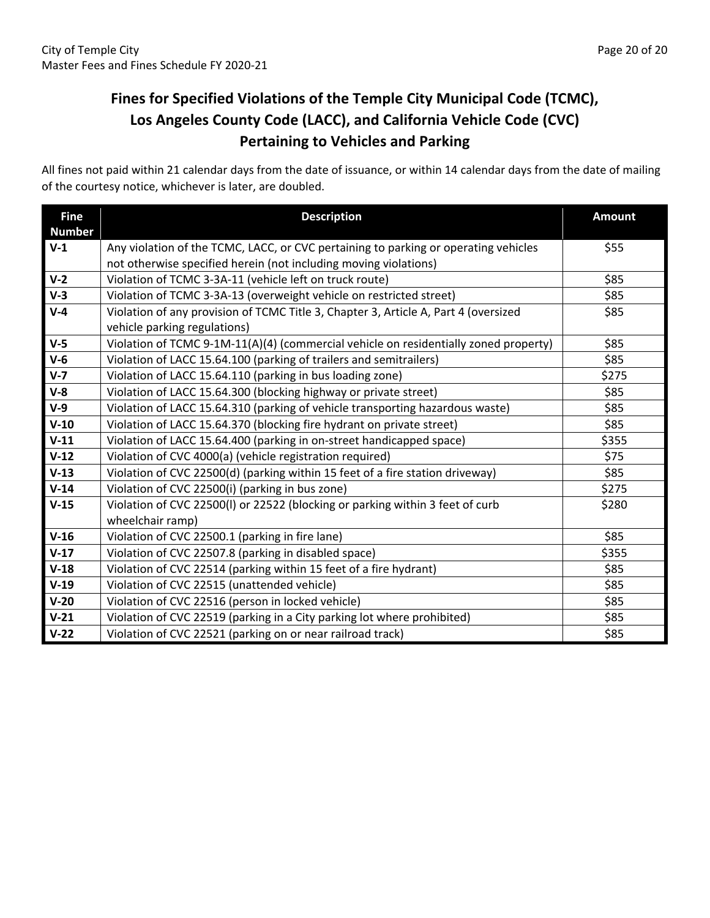## Fines for Specified Violations of the Temple City Municipal Code (TCMC), Los Angeles County Code (LACC), and California Vehicle Code (CVC) Pertaining to Vehicles and Parking

All fines not paid within 21 calendar days from the date of issuance, or within 14 calendar days from the date of mailing of the courtesy notice, whichever is later, are doubled.

| Fine Number | Description | Amount |
|---|---|---|
| **V-1** | Any violation of the TCMC, LACC, or CVC pertaining to parking or operating vehicles not otherwise specified herein (not including moving violations) | $55 |
| **V-2** | Violation of TCMC 3-3A-11 (vehicle left on truck route) | $85 |
| **V-3** | Violation of TCMC 3-3A-13 (overweight vehicle on restricted street) | $85 |
| **V-4** | Violation of any provision of TCMC Title 3, Chapter 3, Article A, Part 4 (oversized vehicle parking regulations) | $85 |
| **V-5** | Violation of TCMC 9-1M-11(A)(4) (commercial vehicle on residentially zoned property) | $85 |
| **V-6** | Violation of LACC 15.64.100 (parking of trailers and semitrailers) | $85 |
| **V-7** | Violation of LACC 15.64.110 (parking in bus loading zone) | $275 |
| **V-8** | Violation of LACC 15.64.300 (blocking highway or private street) | $85 |
| **V-9** | Violation of LACC 15.64.310 (parking of vehicle transporting hazardous waste) | $85 |
| **V-10** | Violation of LACC 15.64.370 (blocking fire hydrant on private street) | $85 |
| **V-11** | Violation of LACC 15.64.400 (parking in on-street handicapped space) | $355 |
| **V-12** | Violation of CVC 4000(a) (vehicle registration required) | $75 |
| **V-13** | Violation of CVC 22500(d) (parking within 15 feet of a fire station driveway) | $85 |
| **V-14** | Violation of CVC 22500(i) (parking in bus zone) | $275 |
| **V-15** | Violation of CVC 22500(l) or 22522 (blocking or parking within 3 feet of curb wheelchair ramp) | $280 |
| **V-16** | Violation of CVC 22500.1 (parking in fire lane) | $85 |
| **V-17** | Violation of CVC 22507.8 (parking in disabled space) | $355 |
| **V-18** | Violation of CVC 22514 (parking within 15 feet of a fire hydrant) | $85 |
| **V-19** | Violation of CVC 22515 (unattended vehicle) | $85 |
| **V-20** | Violation of CVC 22516 (person in locked vehicle) | $85 |
| **V-21** | Violation of CVC 22519 (parking in a City parking lot where prohibited) | $85 |
| **V-22** | Violation of CVC 22521 (parking on or near railroad track) | $85 |